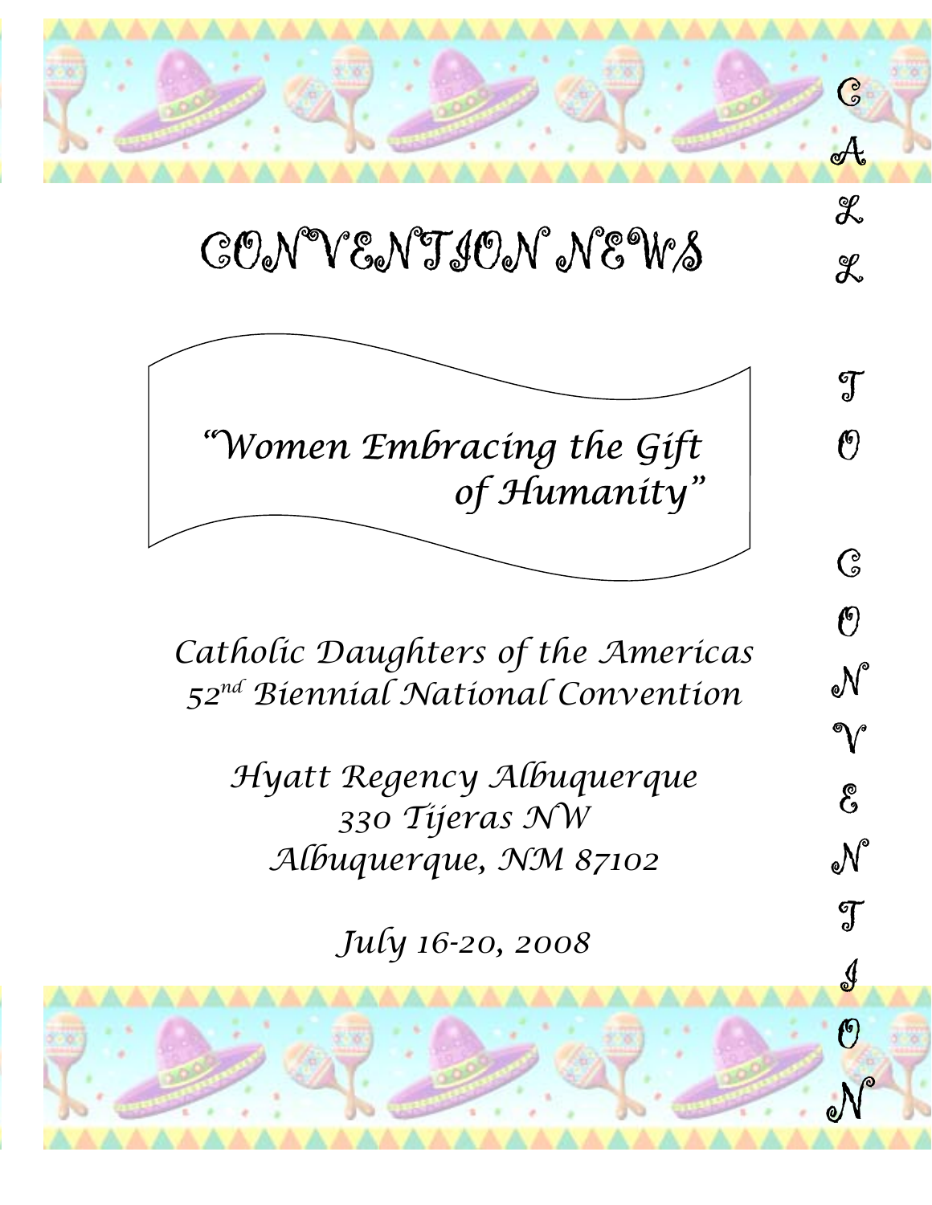# CONVENTION NEWS

*"Women Embracing the Gift of Humanity"*

*Catholic Daughters of the Americas*
*52nd Biennial National Convention*

*Hyatt Regency Albuquerque*
*330 Tijeras NW*
*Albuquerque, NM 87102*

*July 16-20, 2008*

CALL TO CONVENTION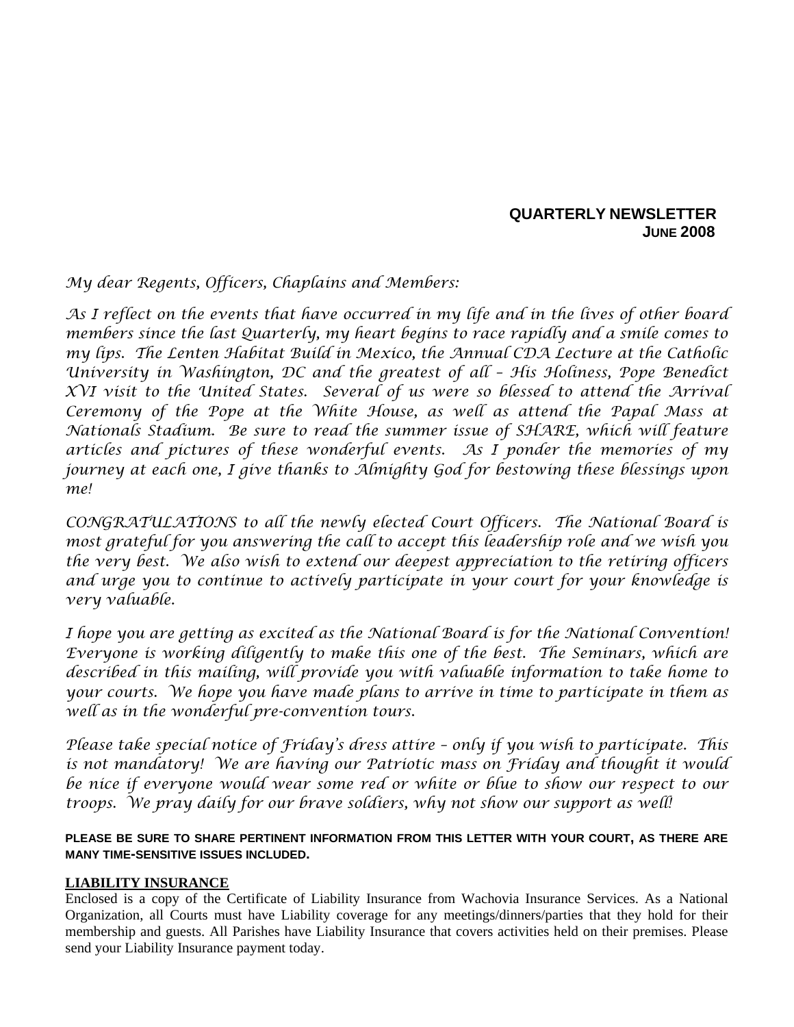**QUARTERLY NEWSLETTER**
**JUNE 2008**

*My dear Regents, Officers, Chaplains and Members:*

*As I reflect on the events that have occurred in my life and in the lives of other board members since the last Quarterly, my heart begins to race rapidly and a smile comes to my lips. The Lenten Habitat Build in Mexico, the Annual CDA Lecture at the Catholic University in Washington, DC and the greatest of all – His Holiness, Pope Benedict XVI visit to the United States. Several of us were so blessed to attend the Arrival Ceremony of the Pope at the White House, as well as attend the Papal Mass at Nationals Stadium. Be sure to read the summer issue of SHARE, which will feature articles and pictures of these wonderful events. As I ponder the memories of my journey at each one, I give thanks to Almighty God for bestowing these blessings upon me!*

*CONGRATULATIONS to all the newly elected Court Officers. The National Board is most grateful for you answering the call to accept this leadership role and we wish you the very best. We also wish to extend our deepest appreciation to the retiring officers and urge you to continue to actively participate in your court for your knowledge is very valuable.*

*I hope you are getting as excited as the National Board is for the National Convention! Everyone is working diligently to make this one of the best. The Seminars, which are described in this mailing, will provide you with valuable information to take home to your courts. We hope you have made plans to arrive in time to participate in them as well as in the wonderful pre-convention tours.*

*Please take special notice of Friday's dress attire – only if you wish to participate. This is not mandatory! We are having our Patriotic mass on Friday and thought it would be nice if everyone would wear some red or white or blue to show our respect to our troops. We pray daily for our brave soldiers, why not show our support as well!*

**PLEASE BE SURE TO SHARE PERTINENT INFORMATION FROM THIS LETTER WITH YOUR COURT, AS THERE ARE MANY TIME-SENSITIVE ISSUES INCLUDED.**

## LIABILITY INSURANCE

Enclosed is a copy of the Certificate of Liability Insurance from Wachovia Insurance Services. As a National Organization, all Courts must have Liability coverage for any meetings/dinners/parties that they hold for their membership and guests. All Parishes have Liability Insurance that covers activities held on their premises. Please send your Liability Insurance payment today.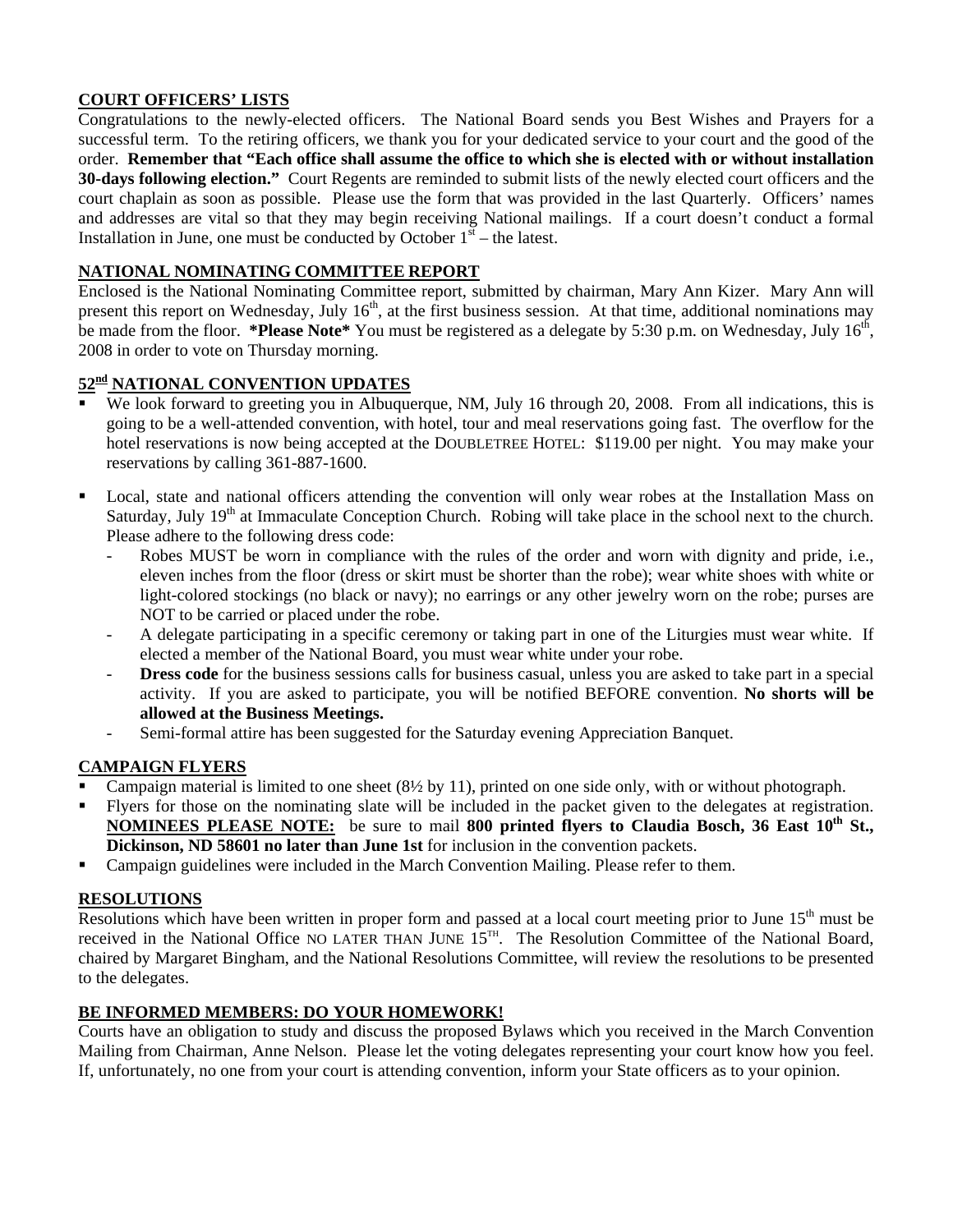## COURT OFFICERS' LISTS

Congratulations to the newly-elected officers. The National Board sends you Best Wishes and Prayers for a successful term. To the retiring officers, we thank you for your dedicated service to your court and the good of the order. **Remember that "Each office shall assume the office to which she is elected with or without installation 30-days following election."** Court Regents are reminded to submit lists of the newly elected court officers and the court chaplain as soon as possible. Please use the form that was provided in the last Quarterly. Officers' names and addresses are vital so that they may begin receiving National mailings. If a court doesn't conduct a formal Installation in June, one must be conducted by October 1st – the latest.

## NATIONAL NOMINATING COMMITTEE REPORT

Enclosed is the National Nominating Committee report, submitted by chairman, Mary Ann Kizer. Mary Ann will present this report on Wednesday, July 16th, at the first business session. At that time, additional nominations may be made from the floor. **\*Please Note\*** You must be registered as a delegate by 5:30 p.m. on Wednesday, July 16th, 2008 in order to vote on Thursday morning.

## 52nd NATIONAL CONVENTION UPDATES

- We look forward to greeting you in Albuquerque, NM, July 16 through 20, 2008. From all indications, this is going to be a well-attended convention, with hotel, tour and meal reservations going fast. The overflow for the hotel reservations is now being accepted at the DOUBLETREE HOTEL: $119.00 per night. You may make your reservations by calling 361-887-1600.
- Local, state and national officers attending the convention will only wear robes at the Installation Mass on Saturday, July 19th at Immaculate Conception Church. Robing will take place in the school next to the church. Please adhere to the following dress code:
  - Robes MUST be worn in compliance with the rules of the order and worn with dignity and pride, i.e., eleven inches from the floor (dress or skirt must be shorter than the robe); wear white shoes with white or light-colored stockings (no black or navy); no earrings or any other jewelry worn on the robe; purses are NOT to be carried or placed under the robe.
  - A delegate participating in a specific ceremony or taking part in one of the Liturgies must wear white. If elected a member of the National Board, you must wear white under your robe.
  - **Dress code** for the business sessions calls for business casual, unless you are asked to take part in a special activity. If you are asked to participate, you will be notified BEFORE convention. **No shorts will be allowed at the Business Meetings.**
  - Semi-formal attire has been suggested for the Saturday evening Appreciation Banquet.

## CAMPAIGN FLYERS

- Campaign material is limited to one sheet (8½ by 11), printed on one side only, with or without photograph.
- Flyers for those on the nominating slate will be included in the packet given to the delegates at registration. **NOMINEES PLEASE NOTE:** be sure to mail **800 printed flyers to Claudia Bosch, 36 East 10th St., Dickinson, ND 58601 no later than June 1st** for inclusion in the convention packets.
- Campaign guidelines were included in the March Convention Mailing. Please refer to them.

## RESOLUTIONS

Resolutions which have been written in proper form and passed at a local court meeting prior to June 15th must be received in the National Office NO LATER THAN JUNE 15TH. The Resolution Committee of the National Board, chaired by Margaret Bingham, and the National Resolutions Committee, will review the resolutions to be presented to the delegates.

## BE INFORMED MEMBERS: DO YOUR HOMEWORK!

Courts have an obligation to study and discuss the proposed Bylaws which you received in the March Convention Mailing from Chairman, Anne Nelson. Please let the voting delegates representing your court know how you feel. If, unfortunately, no one from your court is attending convention, inform your State officers as to your opinion.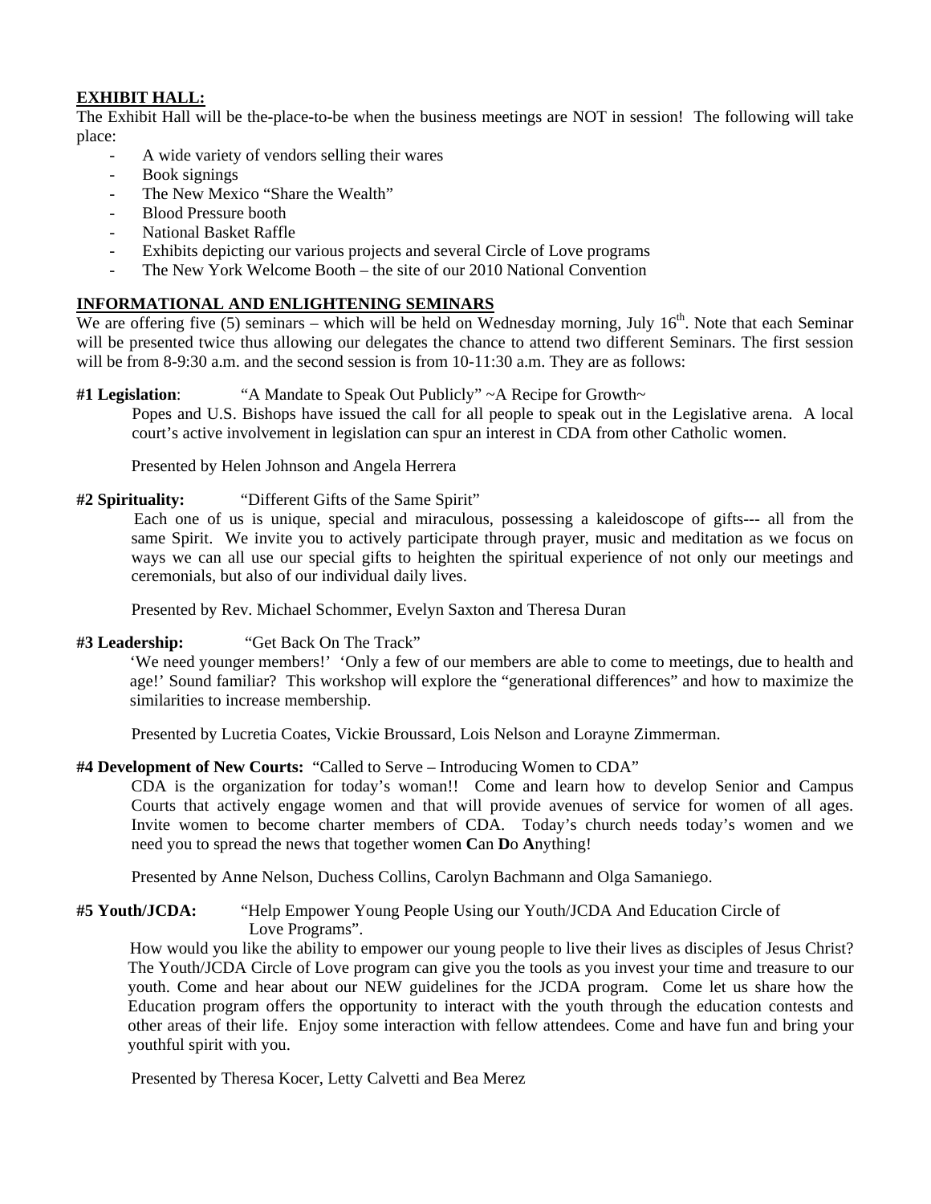**EXHIBIT HALL:**

The Exhibit Hall will be the-place-to-be when the business meetings are NOT in session! The following will take place:

- A wide variety of vendors selling their wares
- Book signings
- The New Mexico "Share the Wealth"
- Blood Pressure booth
- National Basket Raffle
- Exhibits depicting our various projects and several Circle of Love programs
- The New York Welcome Booth – the site of our 2010 National Convention

**INFORMATIONAL AND ENLIGHTENING SEMINARS**

We are offering five (5) seminars – which will be held on Wednesday morning, July 16th. Note that each Seminar will be presented twice thus allowing our delegates the chance to attend two different Seminars. The first session will be from 8-9:30 a.m. and the second session is from 10-11:30 a.m. They are as follows:

**#1 Legislation**: "A Mandate to Speak Out Publicly" ~A Recipe for Growth~

Popes and U.S. Bishops have issued the call for all people to speak out in the Legislative arena. A local court's active involvement in legislation can spur an interest in CDA from other Catholic women.

Presented by Helen Johnson and Angela Herrera

**#2 Spirituality:** "Different Gifts of the Same Spirit"

Each one of us is unique, special and miraculous, possessing a kaleidoscope of gifts--- all from the same Spirit. We invite you to actively participate through prayer, music and meditation as we focus on ways we can all use our special gifts to heighten the spiritual experience of not only our meetings and ceremonials, but also of our individual daily lives.

Presented by Rev. Michael Schommer, Evelyn Saxton and Theresa Duran

**#3 Leadership:** "Get Back On The Track"

'We need younger members!' 'Only a few of our members are able to come to meetings, due to health and age!' Sound familiar? This workshop will explore the "generational differences" and how to maximize the similarities to increase membership.

Presented by Lucretia Coates, Vickie Broussard, Lois Nelson and Lorayne Zimmerman.

**#4 Development of New Courts:** "Called to Serve – Introducing Women to CDA"

CDA is the organization for today's woman!! Come and learn how to develop Senior and Campus Courts that actively engage women and that will provide avenues of service for women of all ages. Invite women to become charter members of CDA. Today's church needs today's women and we need you to spread the news that together women **C**an **D**o **A**nything!

Presented by Anne Nelson, Duchess Collins, Carolyn Bachmann and Olga Samaniego.

**#5 Youth/JCDA:** "Help Empower Young People Using our Youth/JCDA And Education Circle of Love Programs".

How would you like the ability to empower our young people to live their lives as disciples of Jesus Christ? The Youth/JCDA Circle of Love program can give you the tools as you invest your time and treasure to our youth. Come and hear about our NEW guidelines for the JCDA program. Come let us share how the Education program offers the opportunity to interact with the youth through the education contests and other areas of their life. Enjoy some interaction with fellow attendees. Come and have fun and bring your youthful spirit with you.

Presented by Theresa Kocer, Letty Calvetti and Bea Merez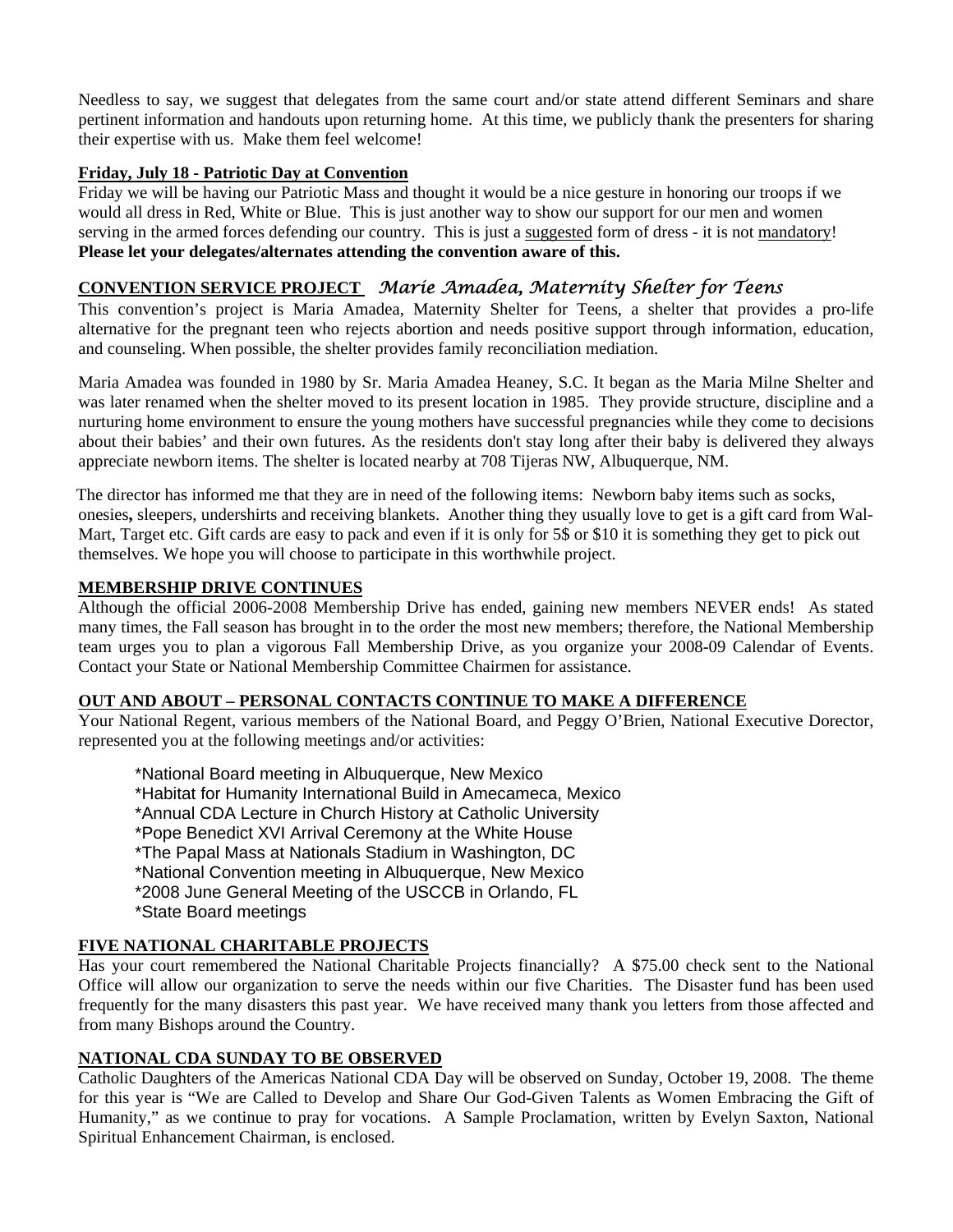Needless to say, we suggest that delegates from the same court and/or state attend different Seminars and share pertinent information and handouts upon returning home. At this time, we publicly thank the presenters for sharing their expertise with us. Make them feel welcome!

**Friday, July 18 - Patriotic Day at Convention**

Friday we will be having our Patriotic Mass and thought it would be a nice gesture in honoring our troops if we would all dress in Red, White or Blue. This is just another way to show our support for our men and women serving in the armed forces defending our country. This is just a suggested form of dress - it is not mandatory! **Please let your delegates/alternates attending the convention aware of this.**

**CONVENTION SERVICE PROJECT** *Marie Amadea, Maternity Shelter for Teens*

This convention's project is Maria Amadea, Maternity Shelter for Teens, a shelter that provides a pro-life alternative for the pregnant teen who rejects abortion and needs positive support through information, education, and counseling. When possible, the shelter provides family reconciliation mediation.

Maria Amadea was founded in 1980 by Sr. Maria Amadea Heaney, S.C. It began as the Maria Milne Shelter and was later renamed when the shelter moved to its present location in 1985. They provide structure, discipline and a nurturing home environment to ensure the young mothers have successful pregnancies while they come to decisions about their babies' and their own futures. As the residents don't stay long after their baby is delivered they always appreciate newborn items. The shelter is located nearby at 708 Tijeras NW, Albuquerque, NM.

The director has informed me that they are in need of the following items: Newborn baby items such as socks, onesies, sleepers, undershirts and receiving blankets. Another thing they usually love to get is a gift card from Wal-Mart, Target etc. Gift cards are easy to pack and even if it is only for 5$ or $10 it is something they get to pick out themselves. We hope you will choose to participate in this worthwhile project.

**MEMBERSHIP DRIVE CONTINUES**

Although the official 2006-2008 Membership Drive has ended, gaining new members NEVER ends! As stated many times, the Fall season has brought in to the order the most new members; therefore, the National Membership team urges you to plan a vigorous Fall Membership Drive, as you organize your 2008-09 Calendar of Events. Contact your State or National Membership Committee Chairmen for assistance.

**OUT AND ABOUT – PERSONAL CONTACTS CONTINUE TO MAKE A DIFFERENCE**

Your National Regent, various members of the National Board, and Peggy O'Brien, National Executive Dorector, represented you at the following meetings and/or activities:

- National Board meeting in Albuquerque, New Mexico
- Habitat for Humanity International Build in Amecameca, Mexico
- Annual CDA Lecture in Church History at Catholic University
- Pope Benedict XVI Arrival Ceremony at the White House
- The Papal Mass at Nationals Stadium in Washington, DC
- National Convention meeting in Albuquerque, New Mexico
- 2008 June General Meeting of the USCCB in Orlando, FL
- State Board meetings

**FIVE NATIONAL CHARITABLE PROJECTS**

Has your court remembered the National Charitable Projects financially? A $75.00 check sent to the National Office will allow our organization to serve the needs within our five Charities. The Disaster fund has been used frequently for the many disasters this past year. We have received many thank you letters from those affected and from many Bishops around the Country.

**NATIONAL CDA SUNDAY TO BE OBSERVED**

Catholic Daughters of the Americas National CDA Day will be observed on Sunday, October 19, 2008. The theme for this year is "We are Called to Develop and Share Our God-Given Talents as Women Embracing the Gift of Humanity," as we continue to pray for vocations. A Sample Proclamation, written by Evelyn Saxton, National Spiritual Enhancement Chairman, is enclosed.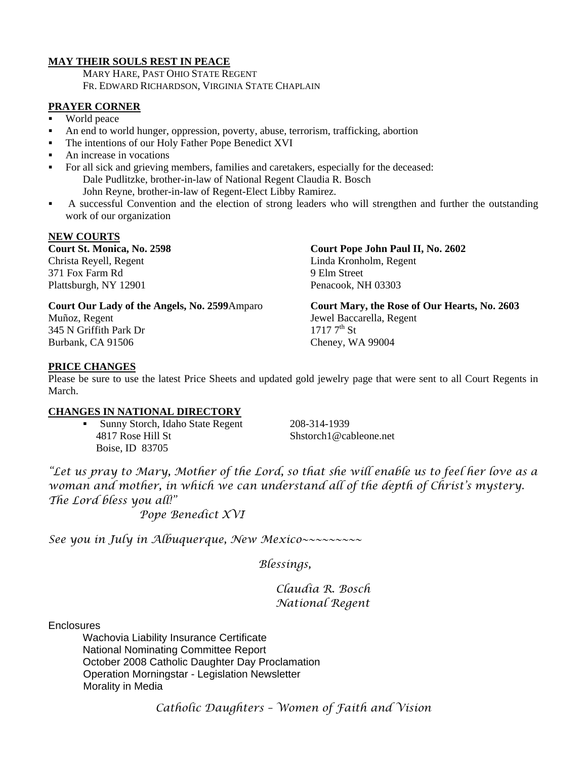**MAY THEIR SOULS REST IN PEACE**

MARY HARE, PAST OHIO STATE REGENT
FR. EDWARD RICHARDSON, VIRGINIA STATE CHAPLAIN

**PRAYER CORNER**

- World peace
- An end to world hunger, oppression, poverty, abuse, terrorism, trafficking, abortion
- The intentions of our Holy Father Pope Benedict XVI
- An increase in vocations
- For all sick and grieving members, families and caretakers, especially for the deceased:
  Dale Pudlitzke, brother-in-law of National Regent Claudia R. Bosch
  John Reyne, brother-in-law of Regent-Elect Libby Ramirez.
- A successful Convention and the election of strong leaders who will strengthen and further the outstanding work of our organization

**NEW COURTS**

**Court St. Monica, No. 2598**
Christa Reyell, Regent
371 Fox Farm Rd
Plattsburgh, NY 12901

**Court Our Lady of the Angels, No. 2599**
Amparo Muñoz, Regent
345 N Griffith Park Dr
Burbank, CA 91506

**Court Pope John Paul II, No. 2602**
Linda Kronholm, Regent
9 Elm Street
Penacook, NH 03303

**Court Mary, the Rose of Our Hearts, No. 2603**
Jewel Baccarella, Regent
1717 7th St
Cheney, WA 99004

**PRICE CHANGES**

Please be sure to use the latest Price Sheets and updated gold jewelry page that were sent to all Court Regents in March.

**CHANGES IN NATIONAL DIRECTORY**

- Sunny Storch, Idaho State Regent
  4817 Rose Hill St
  Boise, ID 83705
  208-314-1939
  Shstorch1@cableone.net

*"Let us pray to Mary, Mother of the Lord, so that she will enable us to feel her love as a woman and mother, in which we can understand all of the depth of Christ's mystery. The Lord bless you all!"*

*Pope Benedict XVI*

*See you in July in Albuquerque, New Mexico~~~~~~~~~*

*Blessings,*

*Claudia R. Bosch*
*National Regent*

Enclosures

Wachovia Liability Insurance Certificate
National Nominating Committee Report
October 2008 Catholic Daughter Day Proclamation
Operation Morningstar - Legislation Newsletter
Morality in Media

*Catholic Daughters – Women of Faith and Vision*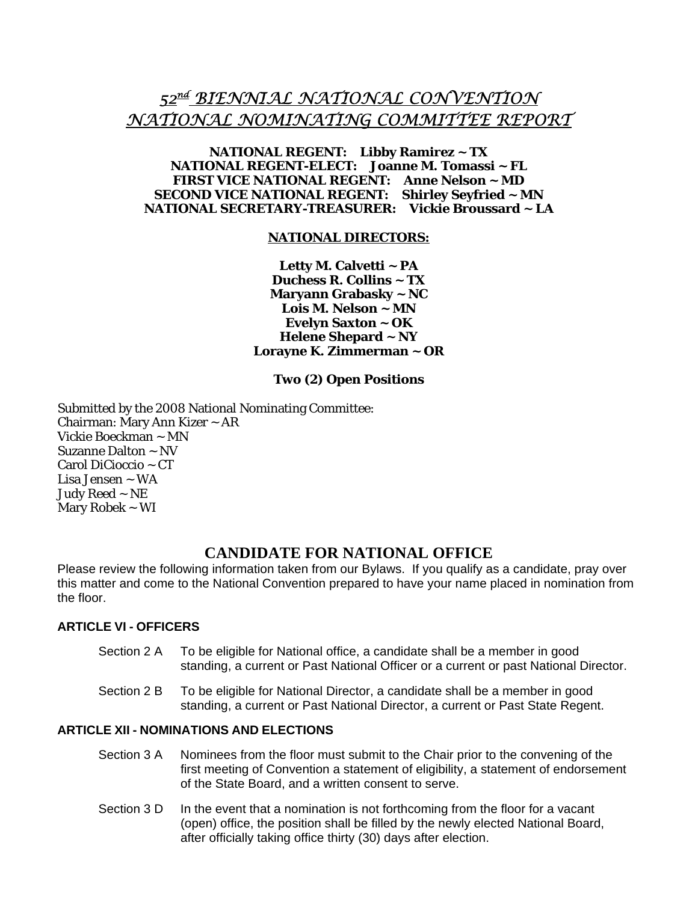# $52^{nd}$ BIENNIAL NATIONAL CONVENTION
# NATIONAL NOMINATING COMMITTEE REPORT

**NATIONAL REGENT: Libby Ramirez ~ TX**
**NATIONAL REGENT-ELECT: Joanne M. Tomassi ~ FL**
**FIRST VICE NATIONAL REGENT: Anne Nelson ~ MD**
**SECOND VICE NATIONAL REGENT: Shirley Seyfried ~ MN**
**NATIONAL SECRETARY-TREASURER: Vickie Broussard ~ LA**

**NATIONAL DIRECTORS:**

**Letty M. Calvetti ~ PA**
**Duchess R. Collins ~ TX**
**Maryann Grabasky ~ NC**
**Lois M. Nelson ~ MN**
**Evelyn Saxton ~ OK**
**Helene Shepard ~ NY**
**Lorayne K. Zimmerman ~ OR**

**Two (2) Open Positions**

Submitted by the 2008 National Nominating Committee:
Chairman: Mary Ann Kizer ~ AR
Vickie Boeckman ~ MN
Suzanne Dalton ~ NV
Carol DiCioccio ~ CT
Lisa Jensen ~ WA
Judy Reed ~ NE
Mary Robek ~ WI

## CANDIDATE FOR NATIONAL OFFICE

Please review the following information taken from our Bylaws. If you qualify as a candidate, pray over this matter and come to the National Convention prepared to have your name placed in nomination from the floor.

### ARTICLE VI - OFFICERS

Section 2 A To be eligible for National office, a candidate shall be a member in good standing, a current or Past National Officer or a current or past National Director.

Section 2 B To be eligible for National Director, a candidate shall be a member in good standing, a current or Past National Director, a current or Past State Regent.

### ARTICLE XII - NOMINATIONS AND ELECTIONS

Section 3 A Nominees from the floor must submit to the Chair prior to the convening of the first meeting of Convention a statement of eligibility, a statement of endorsement of the State Board, and a written consent to serve.

Section 3 D In the event that a nomination is not forthcoming from the floor for a vacant (open) office, the position shall be filled by the newly elected National Board, after officially taking office thirty (30) days after election.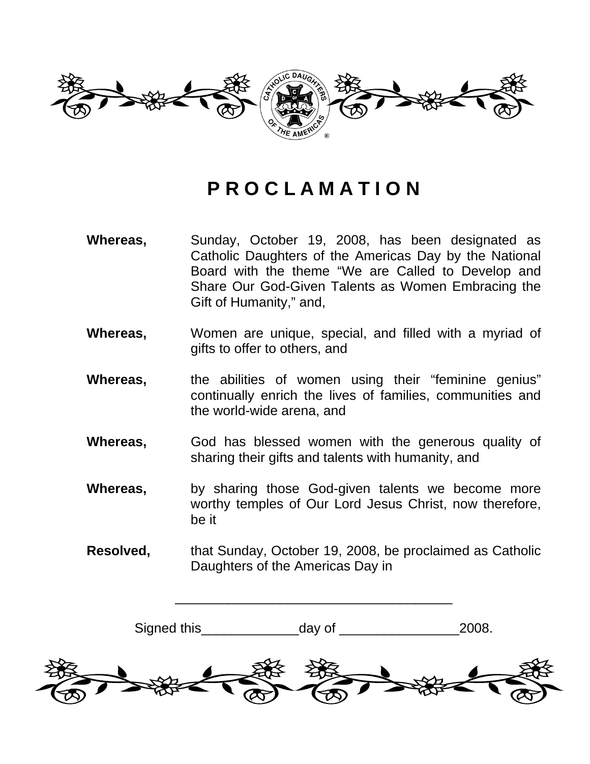# PROCLAMATION

**Whereas,** Sunday, October 19, 2008, has been designated as Catholic Daughters of the Americas Day by the National Board with the theme "We are Called to Develop and Share Our God-Given Talents as Women Embracing the Gift of Humanity," and,

**Whereas,** Women are unique, special, and filled with a myriad of gifts to offer to others, and

**Whereas,** the abilities of women using their "feminine genius" continually enrich the lives of families, communities and the world-wide arena, and

**Whereas,** God has blessed women with the generous quality of sharing their gifts and talents with humanity, and

**Whereas,** by sharing those God-given talents we become more worthy temples of Our Lord Jesus Christ, now therefore, be it

**Resolved,** that Sunday, October 19, 2008, be proclaimed as Catholic Daughters of the Americas Day in

_____________________________________

Signed this_____________day of ________________2008.